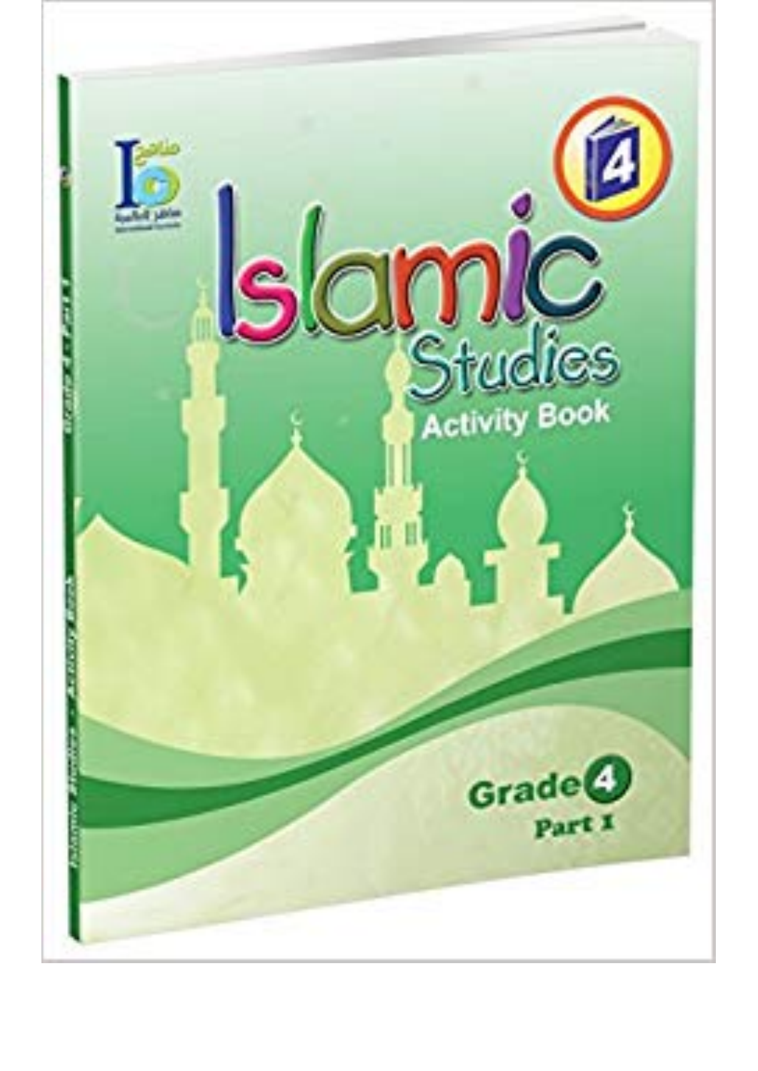# Islamic Studies

## Activity Book

**Grade 4**

**Part 1**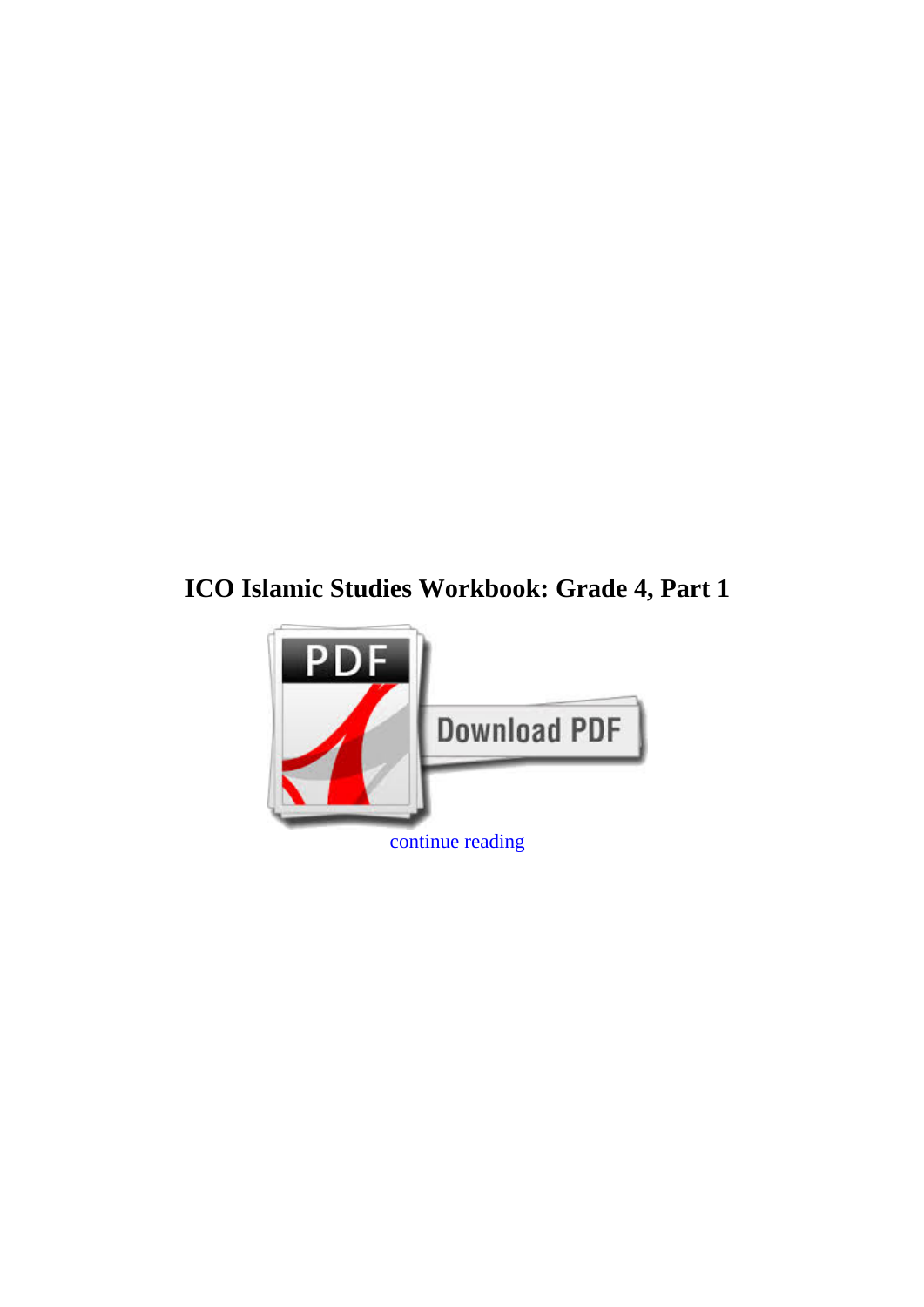# ICO Islamic Studies Workbook: Grade 4, Part 1

continue reading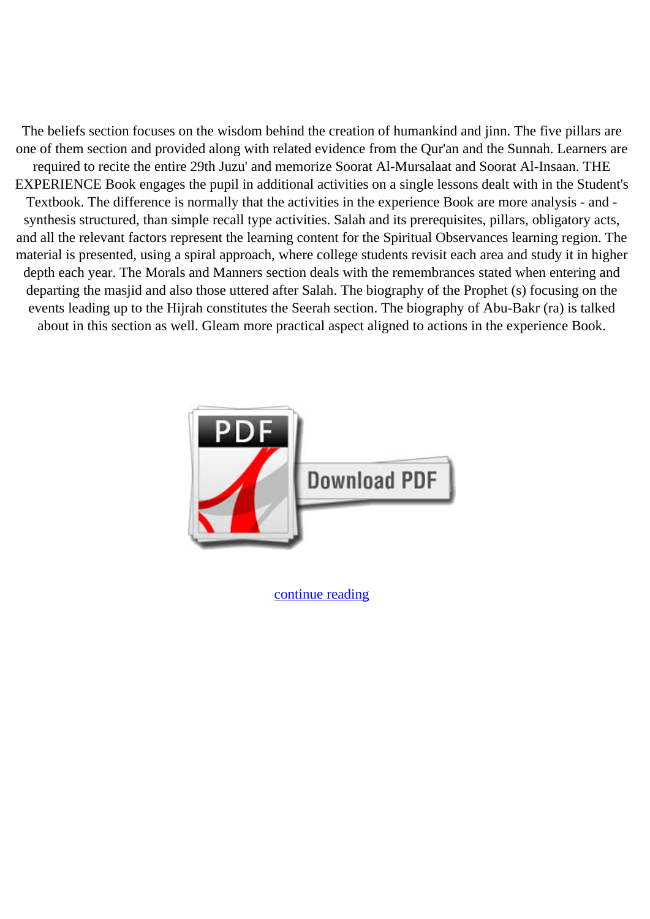The beliefs section focuses on the wisdom behind the creation of humankind and jinn. The five pillars are one of them section and provided along with related evidence from the Qur'an and the Sunnah. Learners are required to recite the entire 29th Juzu' and memorize Soorat Al-Mursalaat and Soorat Al-Insaan. THE EXPERIENCE Book engages the pupil in additional activities on a single lessons dealt with in the Student's Textbook. The difference is normally that the activities in the experience Book are more analysis - and - synthesis structured, than simple recall type activities. Salah and its prerequisites, pillars, obligatory acts, and all the relevant factors represent the learning content for the Spiritual Observances learning region. The material is presented, using a spiral approach, where college students revisit each area and study it in higher depth each year. The Morals and Manners section deals with the remembrances stated when entering and departing the masjid and also those uttered after Salah. The biography of the Prophet (s) focusing on the events leading up to the Hijrah constitutes the Seerah section. The biography of Abu-Bakr (ra) is talked about in this section as well. Gleam more practical aspect aligned to actions in the experience Book.

Download PDF

continue reading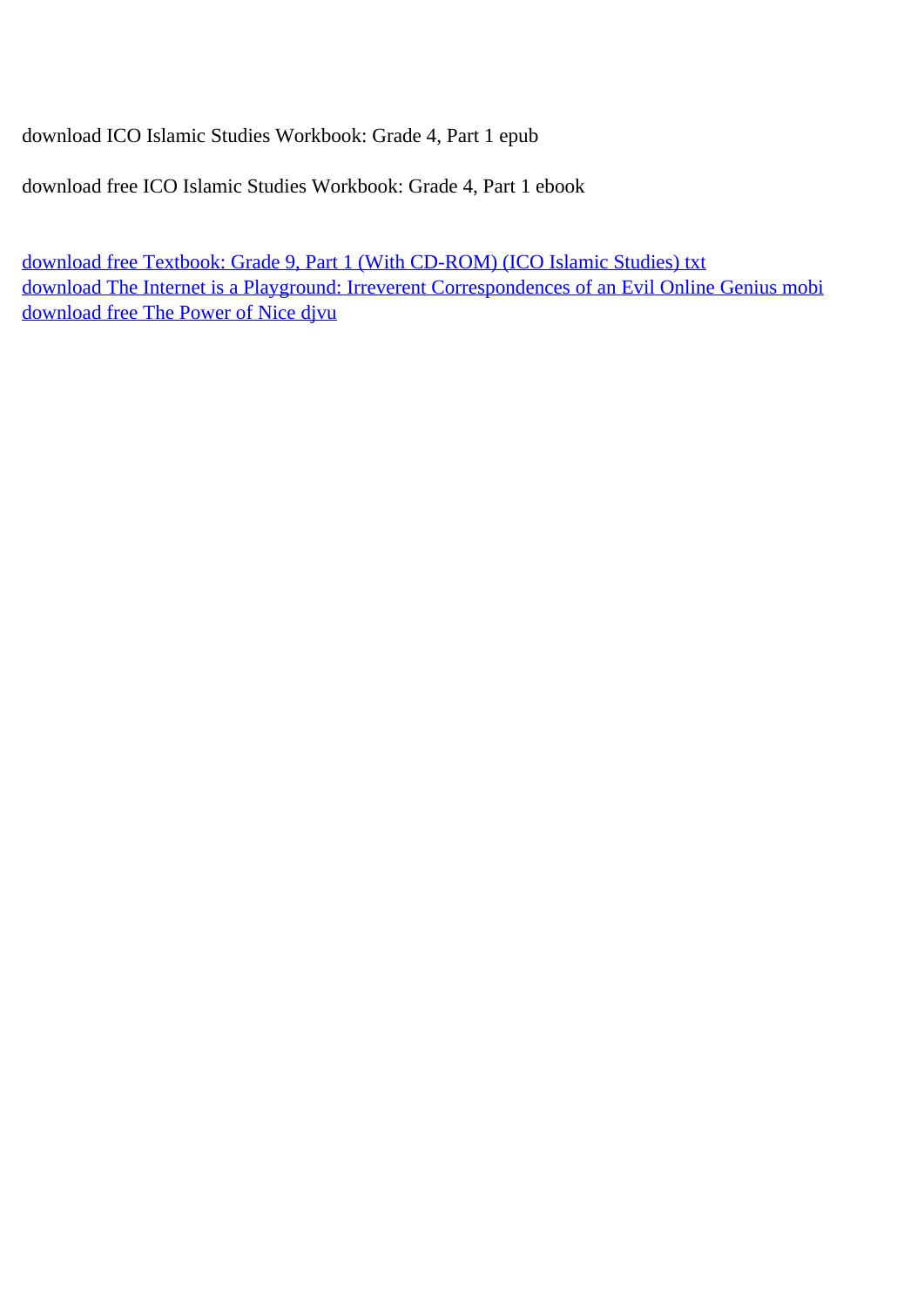download ICO Islamic Studies Workbook: Grade 4, Part 1 epub

download free ICO Islamic Studies Workbook: Grade 4, Part 1 ebook

download free Textbook: Grade 9, Part 1 (With CD-ROM) (ICO Islamic Studies) txt
download The Internet is a Playground: Irreverent Correspondences of an Evil Online Genius mobi
download free The Power of Nice djvu